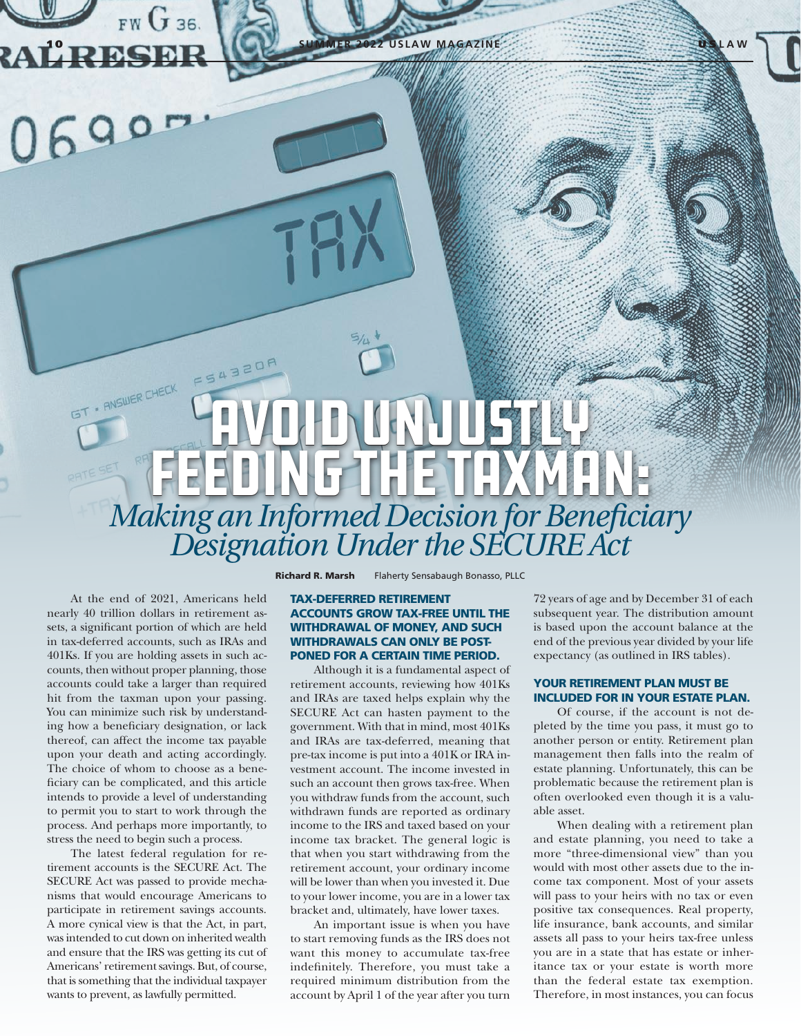# AVOID UNJUSTLY FEEDING THE TAXMAN:

## *Making an Informed Decision for Beneficiary Designation Under the SECURE Act*

**Richard R. Marsh** Flaherty Sensabaugh Bonasso, PLLC

At the end of 2021, Americans held nearly 40 trillion dollars in retirement assets, a significant portion of which are held in tax-deferred accounts, such as IRAs and 401Ks. If you are holding assets in such accounts, then without proper planning, those accounts could take a larger than required hit from the taxman upon your passing. You can minimize such risk by understanding how a beneficiary designation, or lack thereof, can affect the income tax payable upon your death and acting accordingly. The choice of whom to choose as a beneficiary can be complicated, and this article intends to provide a level of understanding to permit you to start to work through the process. And perhaps more importantly, to stress the need to begin such a process.

The latest federal regulation for retirement accounts is the SECURE Act. The SECURE Act was passed to provide mechanisms that would encourage Americans to participate in retirement savings accounts. A more cynical view is that the Act, in part, was intended to cut down on inherited wealth and ensure that the IRS was getting its cut of Americans' retirement savings. But, of course, that is something that the individual taxpayer wants to prevent, as lawfully permitted.

### TAX-DEFERRED RETIREMENT ACCOUNTS GROW TAX-FREE UNTIL THE WITHDRAWAL OF MONEY, AND SUCH WITHDRAWALS CAN ONLY BE POSTPONED FOR A CERTAIN TIME PERIOD.

Although it is a fundamental aspect of retirement accounts, reviewing how 401Ks and IRAs are taxed helps explain why the SECURE Act can hasten payment to the government. With that in mind, most 401Ks and IRAs are tax-deferred, meaning that pre-tax income is put into a 401K or IRA investment account. The income invested in such an account then grows tax-free. When you withdraw funds from the account, such withdrawn funds are reported as ordinary income to the IRS and taxed based on your income tax bracket. The general logic is that when you start withdrawing from the retirement account, your ordinary income will be lower than when you invested it. Due to your lower income, you are in a lower tax bracket and, ultimately, have lower taxes.

An important issue is when you have to start removing funds as the IRS does not want this money to accumulate tax-free indefinitely. Therefore, you must take a required minimum distribution from the account by April 1 of the year after you turn 72 years of age and by December 31 of each subsequent year. The distribution amount is based upon the account balance at the end of the previous year divided by your life expectancy (as outlined in IRS tables).

### YOUR RETIREMENT PLAN MUST BE INCLUDED FOR IN YOUR ESTATE PLAN.

Of course, if the account is not depleted by the time you pass, it must go to another person or entity. Retirement plan management then falls into the realm of estate planning. Unfortunately, this can be problematic because the retirement plan is often overlooked even though it is a valuable asset.

When dealing with a retirement plan and estate planning, you need to take a more "three-dimensional view" than you would with most other assets due to the income tax component. Most of your assets will pass to your heirs with no tax or even positive tax consequences. Real property, life insurance, bank accounts, and similar assets all pass to your heirs tax-free unless you are in a state that has estate or inheritance tax or your estate is worth more than the federal estate tax exemption. Therefore, in most instances, you can focus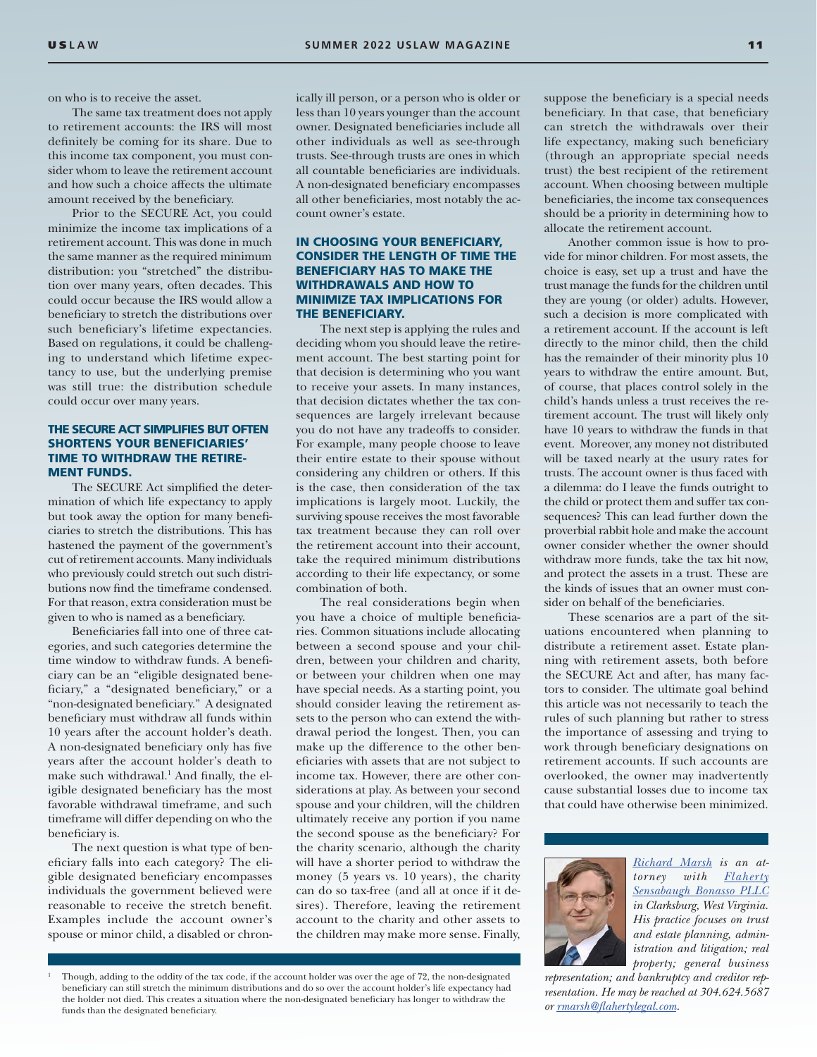on who is to receive the asset.

The same tax treatment does not apply to retirement accounts: the IRS will most definitely be coming for its share. Due to this income tax component, you must consider whom to leave the retirement account and how such a choice affects the ultimate amount received by the beneficiary.

Prior to the SECURE Act, you could minimize the income tax implications of a retirement account. This was done in much the same manner as the required minimum distribution: you "stretched" the distribution over many years, often decades. This could occur because the IRS would allow a beneficiary to stretch the distributions over such beneficiary's lifetime expectancies. Based on regulations, it could be challenging to understand which lifetime expectancy to use, but the underlying premise was still true: the distribution schedule could occur over many years.

### THE SECURE ACT SIMPLIFIES BUT OFTEN SHORTENS YOUR BENEFICIARIES' TIME TO WITHDRAW THE RETIREMENT FUNDS.

The SECURE Act simplified the determination of which life expectancy to apply but took away the option for many beneficiaries to stretch the distributions. This has hastened the payment of the government's cut of retirement accounts. Many individuals who previously could stretch out such distributions now find the timeframe condensed. For that reason, extra consideration must be given to who is named as a beneficiary.

Beneficiaries fall into one of three categories, and such categories determine the time window to withdraw funds. A beneficiary can be an "eligible designated beneficiary," a "designated beneficiary," or a "non-designated beneficiary." A designated beneficiary must withdraw all funds within 10 years after the account holder's death. A non-designated beneficiary only has five years after the account holder's death to make such withdrawal.[1] And finally, the eligible designated beneficiary has the most favorable withdrawal timeframe, and such timeframe will differ depending on who the beneficiary is.

The next question is what type of beneficiary falls into each category? The eligible designated beneficiary encompasses individuals the government believed were reasonable to receive the stretch benefit. Examples include the account owner's spouse or minor child, a disabled or chronically ill person, or a person who is older or less than 10 years younger than the account owner. Designated beneficiaries include all other individuals as well as see-through trusts. See-through trusts are ones in which all countable beneficiaries are individuals. A non-designated beneficiary encompasses all other beneficiaries, most notably the account owner's estate.

### IN CHOOSING YOUR BENEFICIARY, CONSIDER THE LENGTH OF TIME THE BENEFICIARY HAS TO MAKE THE WITHDRAWALS AND HOW TO MINIMIZE TAX IMPLICATIONS FOR THE BENEFICIARY.

The next step is applying the rules and deciding whom you should leave the retirement account. The best starting point for that decision is determining who you want to receive your assets. In many instances, that decision dictates whether the tax consequences are largely irrelevant because you do not have any tradeoffs to consider. For example, many people choose to leave their entire estate to their spouse without considering any children or others. If this is the case, then consideration of the tax implications is largely moot. Luckily, the surviving spouse receives the most favorable tax treatment because they can roll over the retirement account into their account, take the required minimum distributions according to their life expectancy, or some combination of both.

The real considerations begin when you have a choice of multiple beneficiaries. Common situations include allocating between a second spouse and your children, between your children and charity, or between your children when one may have special needs. As a starting point, you should consider leaving the retirement assets to the person who can extend the withdrawal period the longest. Then, you can make up the difference to the other beneficiaries with assets that are not subject to income tax. However, there are other considerations at play. As between your second spouse and your children, will the children ultimately receive any portion if you name the second spouse as the beneficiary? For the charity scenario, although the charity will have a shorter period to withdraw the money (5 years vs. 10 years), the charity can do so tax-free (and all at once if it desires). Therefore, leaving the retirement account to the charity and other assets to the children may make more sense. Finally, suppose the beneficiary is a special needs beneficiary. In that case, that beneficiary can stretch the withdrawals over their life expectancy, making such beneficiary (through an appropriate special needs trust) the best recipient of the retirement account. When choosing between multiple beneficiaries, the income tax consequences should be a priority in determining how to allocate the retirement account.

Another common issue is how to provide for minor children. For most assets, the choice is easy, set up a trust and have the trust manage the funds for the children until they are young (or older) adults. However, such a decision is more complicated with a retirement account. If the account is left directly to the minor child, then the child has the remainder of their minority plus 10 years to withdraw the entire amount. But, of course, that places control solely in the child's hands unless a trust receives the retirement account. The trust will likely only have 10 years to withdraw the funds in that event. Moreover, any money not distributed will be taxed nearly at the usury rates for trusts. The account owner is thus faced with a dilemma: do I leave the funds outright to the child or protect them and suffer tax consequences? This can lead further down the proverbial rabbit hole and make the account owner consider whether the owner should withdraw more funds, take the tax hit now, and protect the assets in a trust. These are the kinds of issues that an owner must consider on behalf of the beneficiaries.

These scenarios are a part of the situations encountered when planning to distribute a retirement asset. Estate planning with retirement assets, both before the SECURE Act and after, has many factors to consider. The ultimate goal behind this article was not necessarily to teach the rules of such planning but rather to stress the importance of assessing and trying to work through beneficiary designations on retirement accounts. If such accounts are overlooked, the owner may inadvertently cause substantial losses due to income tax that could have otherwise been minimized.

*Richard Marsh is an attorney with Flaherty Sensabaugh Bonasso PLLC in Clarksburg, West Virginia. His practice focuses on trust and estate planning, administration and litigation; real property; general business representation; and bankruptcy and creditor representation. He may be reached at 304.624.5687 or rmarsh@flahertylegal.com.*

---

[1] Though, adding to the oddity of the tax code, if the account holder was over the age of 72, the non-designated beneficiary can still stretch the minimum distributions and do so over the account holder's life expectancy had the holder not died. This creates a situation where the non-designated beneficiary has longer to withdraw the funds than the designated beneficiary.